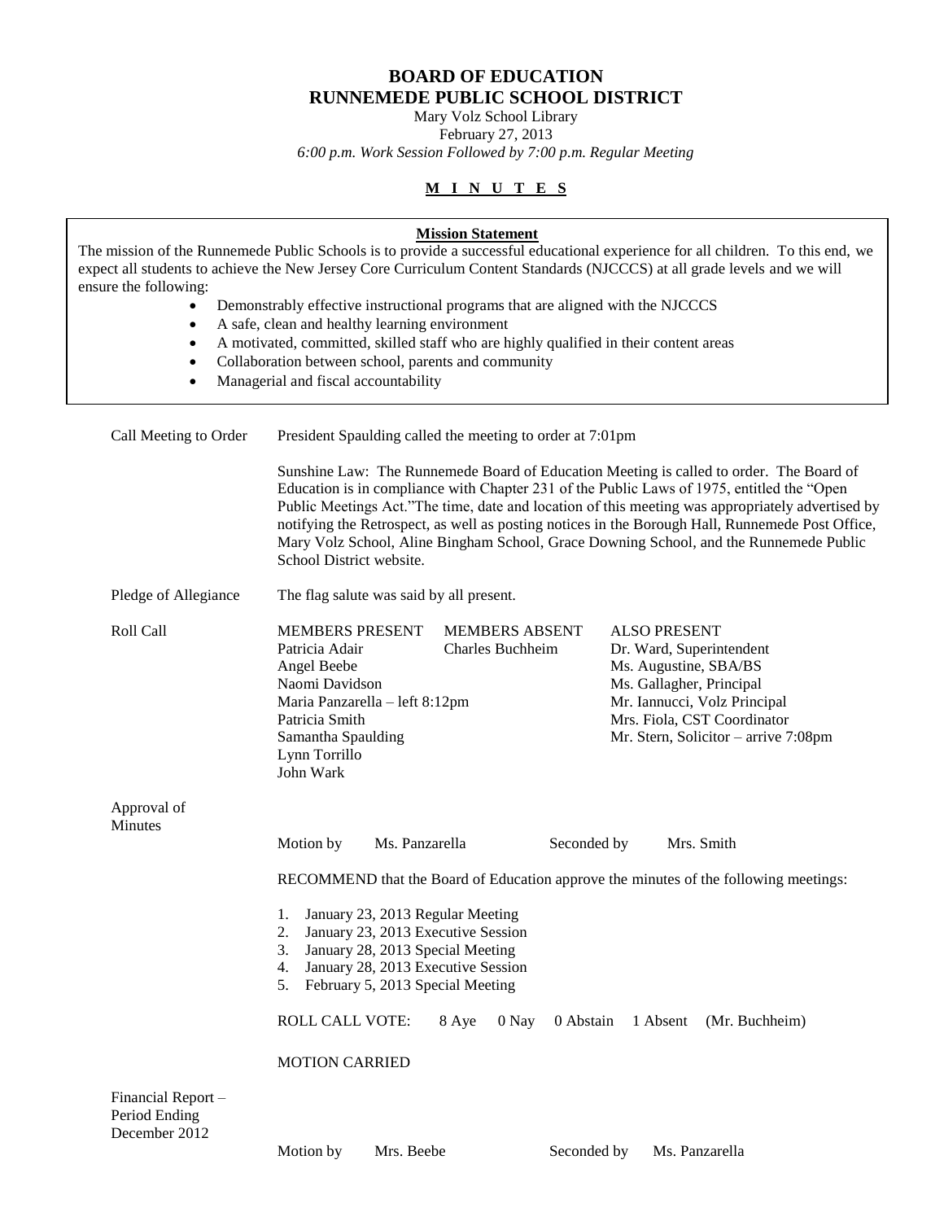# BOARD OF EDUCATION
# RUNNEMEDE PUBLIC SCHOOL DISTRICT

Mary Volz School Library
February 27, 2013
*6:00 p.m. Work Session Followed by 7:00 p.m. Regular Meeting*

**M I N U T E S**

**Mission Statement**

The mission of the Runnemede Public Schools is to provide a successful educational experience for all children. To this end, we expect all students to achieve the New Jersey Core Curriculum Content Standards (NJCCCS) at all grade levels and we will ensure the following:

- Demonstrably effective instructional programs that are aligned with the NJCCCS
- A safe, clean and healthy learning environment
- A motivated, committed, skilled staff who are highly qualified in their content areas
- Collaboration between school, parents and community
- Managerial and fiscal accountability

**Call Meeting to Order**

President Spaulding called the meeting to order at 7:01pm

Sunshine Law: The Runnemede Board of Education Meeting is called to order. The Board of Education is in compliance with Chapter 231 of the Public Laws of 1975, entitled the "Open Public Meetings Act."The time, date and location of this meeting was appropriately advertised by notifying the Retrospect, as well as posting notices in the Borough Hall, Runnemede Post Office, Mary Volz School, Aline Bingham School, Grace Downing School, and the Runnemede Public School District website.

**Pledge of Allegiance**

The flag salute was said by all present.

**Roll Call**

| MEMBERS PRESENT | MEMBERS ABSENT | ALSO PRESENT |
|---|---|---|
| Patricia Adair | Charles Buchheim | Dr. Ward, Superintendent |
| Angel Beebe | | Ms. Augustine, SBA/BS |
| Naomi Davidson | | Ms. Gallagher, Principal |
| Maria Panzarella – left 8:12pm | | Mr. Iannucci, Volz Principal |
| Patricia Smith | | Mrs. Fiola, CST Coordinator |
| Samantha Spaulding | | Mr. Stern, Solicitor – arrive 7:08pm |
| Lynn Torrillo | | |
| John Wark | | |

**Approval of Minutes**

Motion by Ms. Panzarella Seconded by Mrs. Smith

RECOMMEND that the Board of Education approve the minutes of the following meetings:

1. January 23, 2013 Regular Meeting
2. January 23, 2013 Executive Session
3. January 28, 2013 Special Meeting
4. January 28, 2013 Executive Session
5. February 5, 2013 Special Meeting

ROLL CALL VOTE: 8 Aye 0 Nay 0 Abstain 1 Absent (Mr. Buchheim)

MOTION CARRIED

**Financial Report – Period Ending December 2012**

Motion by Mrs. Beebe Seconded by Ms. Panzarella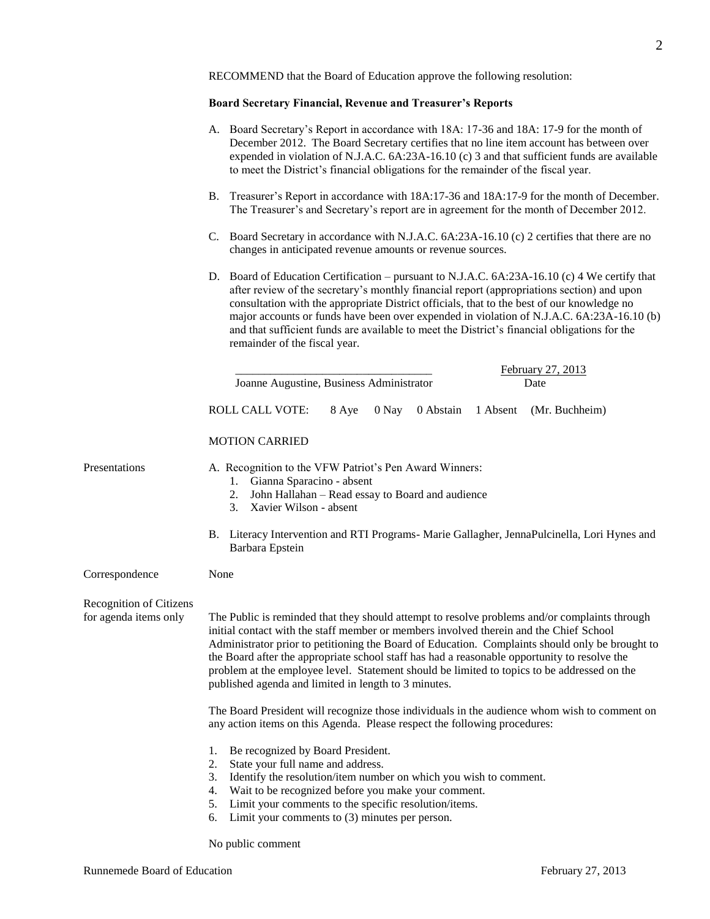RECOMMEND that the Board of Education approve the following resolution:

**Board Secretary Financial, Revenue and Treasurer's Reports**

A. Board Secretary's Report in accordance with 18A: 17-36 and 18A: 17-9 for the month of December 2012. The Board Secretary certifies that no line item account has between over expended in violation of N.J.A.C. 6A:23A-16.10 (c) 3 and that sufficient funds are available to meet the District's financial obligations for the remainder of the fiscal year.

B. Treasurer's Report in accordance with 18A:17-36 and 18A:17-9 for the month of December. The Treasurer's and Secretary's report are in agreement for the month of December 2012.

C. Board Secretary in accordance with N.J.A.C. 6A:23A-16.10 (c) 2 certifies that there are no changes in anticipated revenue amounts or revenue sources.

D. Board of Education Certification – pursuant to N.J.A.C. 6A:23A-16.10 (c) 4 We certify that after review of the secretary's monthly financial report (appropriations section) and upon consultation with the appropriate District officials, that to the best of our knowledge no major accounts or funds have been over expended in violation of N.J.A.C. 6A:23A-16.10 (b) and that sufficient funds are available to meet the District's financial obligations for the remainder of the fiscal year.

___________________________________ February 27, 2013
Joanne Augustine, Business Administrator Date

ROLL CALL VOTE: 8 Aye 0 Nay 0 Abstain 1 Absent (Mr. Buchheim)

MOTION CARRIED

**Presentations**

A. Recognition to the VFW Patriot's Pen Award Winners:
   1. Gianna Sparacino - absent
   2. John Hallahan – Read essay to Board and audience
   3. Xavier Wilson - absent

B. Literacy Intervention and RTI Programs- Marie Gallagher, JennaPulcinella, Lori Hynes and Barbara Epstein

**Correspondence**

None

**Recognition of Citizens for agenda items only**

The Public is reminded that they should attempt to resolve problems and/or complaints through initial contact with the staff member or members involved therein and the Chief School Administrator prior to petitioning the Board of Education. Complaints should only be brought to the Board after the appropriate school staff has had a reasonable opportunity to resolve the problem at the employee level. Statement should be limited to topics to be addressed on the published agenda and limited in length to 3 minutes.

The Board President will recognize those individuals in the audience whom wish to comment on any action items on this Agenda. Please respect the following procedures:

1. Be recognized by Board President.
2. State your full name and address.
3. Identify the resolution/item number on which you wish to comment.
4. Wait to be recognized before you make your comment.
5. Limit your comments to the specific resolution/items.
6. Limit your comments to (3) minutes per person.

No public comment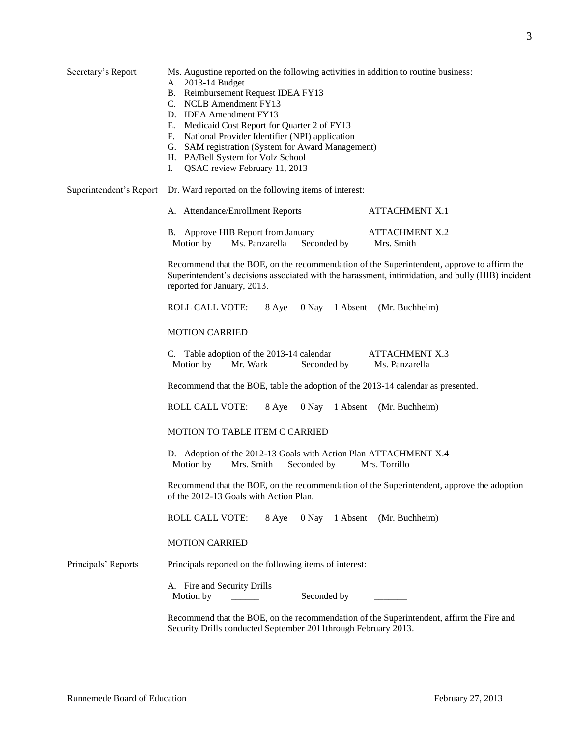**Secretary's Report**

Ms. Augustine reported on the following activities in addition to routine business:

A. 2013-14 Budget
B. Reimbursement Request IDEA FY13
C. NCLB Amendment FY13
D. IDEA Amendment FY13
E. Medicaid Cost Report for Quarter 2 of FY13
F. National Provider Identifier (NPI) application
G. SAM registration (System for Award Management)
H. PA/Bell System for Volz School
I. QSAC review February 11, 2013

**Superintendent's Report**

Dr. Ward reported on the following items of interest:

A. Attendance/Enrollment Reports — ATTACHMENT X.1

B. Approve HIB Report from January — ATTACHMENT X.2
Motion by Ms. Panzarella Seconded by Mrs. Smith

Recommend that the BOE, on the recommendation of the Superintendent, approve to affirm the Superintendent's decisions associated with the harassment, intimidation, and bully (HIB) incident reported for January, 2013.

ROLL CALL VOTE: 8 Aye 0 Nay 1 Absent (Mr. Buchheim)

MOTION CARRIED

C. Table adoption of the 2013-14 calendar — ATTACHMENT X.3
Motion by Mr. Wark Seconded by Ms. Panzarella

Recommend that the BOE, table the adoption of the 2013-14 calendar as presented.

ROLL CALL VOTE: 8 Aye 0 Nay 1 Absent (Mr. Buchheim)

MOTION TO TABLE ITEM C CARRIED

D. Adoption of the 2012-13 Goals with Action Plan ATTACHMENT X.4
Motion by Mrs. Smith Seconded by Mrs. Torrillo

Recommend that the BOE, on the recommendation of the Superintendent, approve the adoption of the 2012-13 Goals with Action Plan.

ROLL CALL VOTE: 8 Aye 0 Nay 1 Absent (Mr. Buchheim)

MOTION CARRIED

**Principals' Reports**

Principals reported on the following items of interest:

A. Fire and Security Drills
Motion by ______ Seconded by _______

Recommend that the BOE, on the recommendation of the Superintendent, affirm the Fire and Security Drills conducted September 2011through February 2013.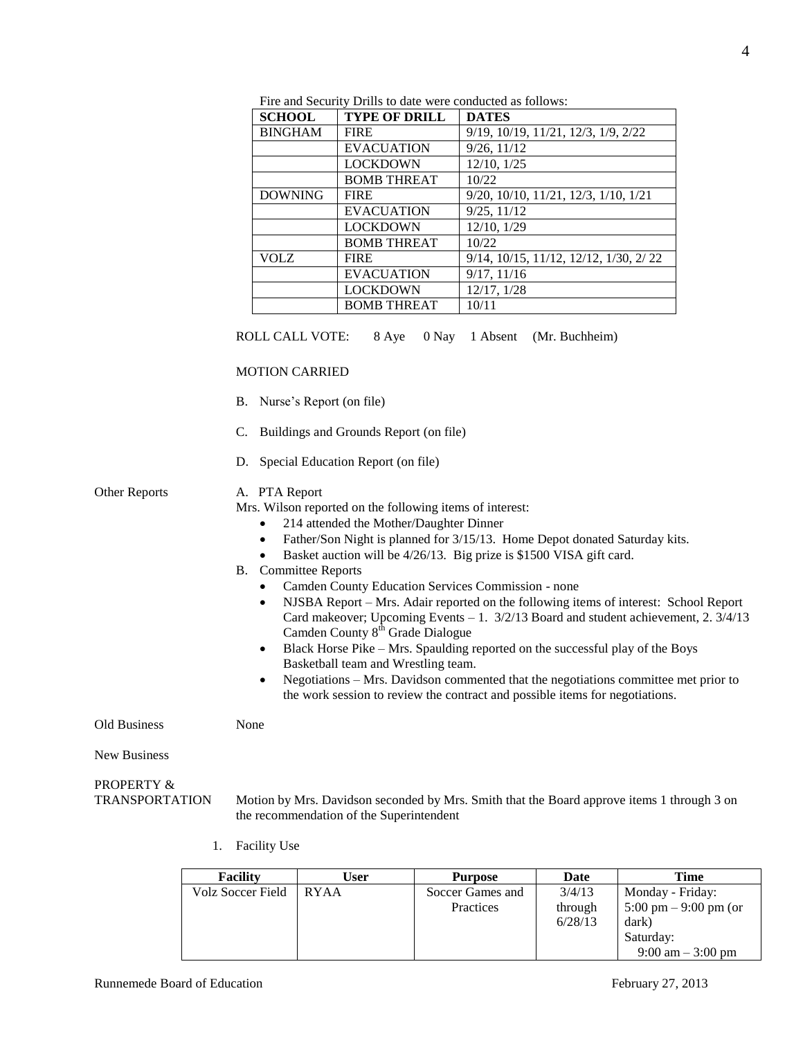Fire and Security Drills to date were conducted as follows:

| SCHOOL | TYPE OF DRILL | DATES |
|---|---|---|
| BINGHAM | FIRE | 9/19, 10/19, 11/21, 12/3, 1/9, 2/22 |
| | EVACUATION | 9/26, 11/12 |
| | LOCKDOWN | 12/10, 1/25 |
| | BOMB THREAT | 10/22 |
| DOWNING | FIRE | 9/20, 10/10, 11/21, 12/3, 1/10, 1/21 |
| | EVACUATION | 9/25, 11/12 |
| | LOCKDOWN | 12/10, 1/29 |
| | BOMB THREAT | 10/22 |
| VOLZ | FIRE | 9/14, 10/15, 11/12, 12/12, 1/30, 2/ 22 |
| | EVACUATION | 9/17, 11/16 |
| | LOCKDOWN | 12/17, 1/28 |
| | BOMB THREAT | 10/11 |

ROLL CALL VOTE: 8 Aye 0 Nay 1 Absent (Mr. Buchheim)

MOTION CARRIED

B. Nurse's Report (on file)

C. Buildings and Grounds Report (on file)

D. Special Education Report (on file)

Other Reports

A. PTA Report

Mrs. Wilson reported on the following items of interest:

- 214 attended the Mother/Daughter Dinner
- Father/Son Night is planned for 3/15/13. Home Depot donated Saturday kits.
- Basket auction will be 4/26/13. Big prize is $1500 VISA gift card.

B. Committee Reports

- Camden County Education Services Commission - none
- NJSBA Report – Mrs. Adair reported on the following items of interest: School Report Card makeover; Upcoming Events – 1. 3/2/13 Board and student achievement, 2. 3/4/13 Camden County 8th Grade Dialogue
- Black Horse Pike – Mrs. Spaulding reported on the successful play of the Boys Basketball team and Wrestling team.
- Negotiations – Mrs. Davidson commented that the negotiations committee met prior to the work session to review the contract and possible items for negotiations.

Old Business None

New Business

PROPERTY & TRANSPORTATION

Motion by Mrs. Davidson seconded by Mrs. Smith that the Board approve items 1 through 3 on the recommendation of the Superintendent

1. Facility Use

| Facility | User | Purpose | Date | Time |
|---|---|---|---|---|
| Volz Soccer Field | RYAA | Soccer Games and Practices | 3/4/13 through 6/28/13 | Monday - Friday: 5:00 pm – 9:00 pm (or dark) Saturday: 9:00 am – 3:00 pm |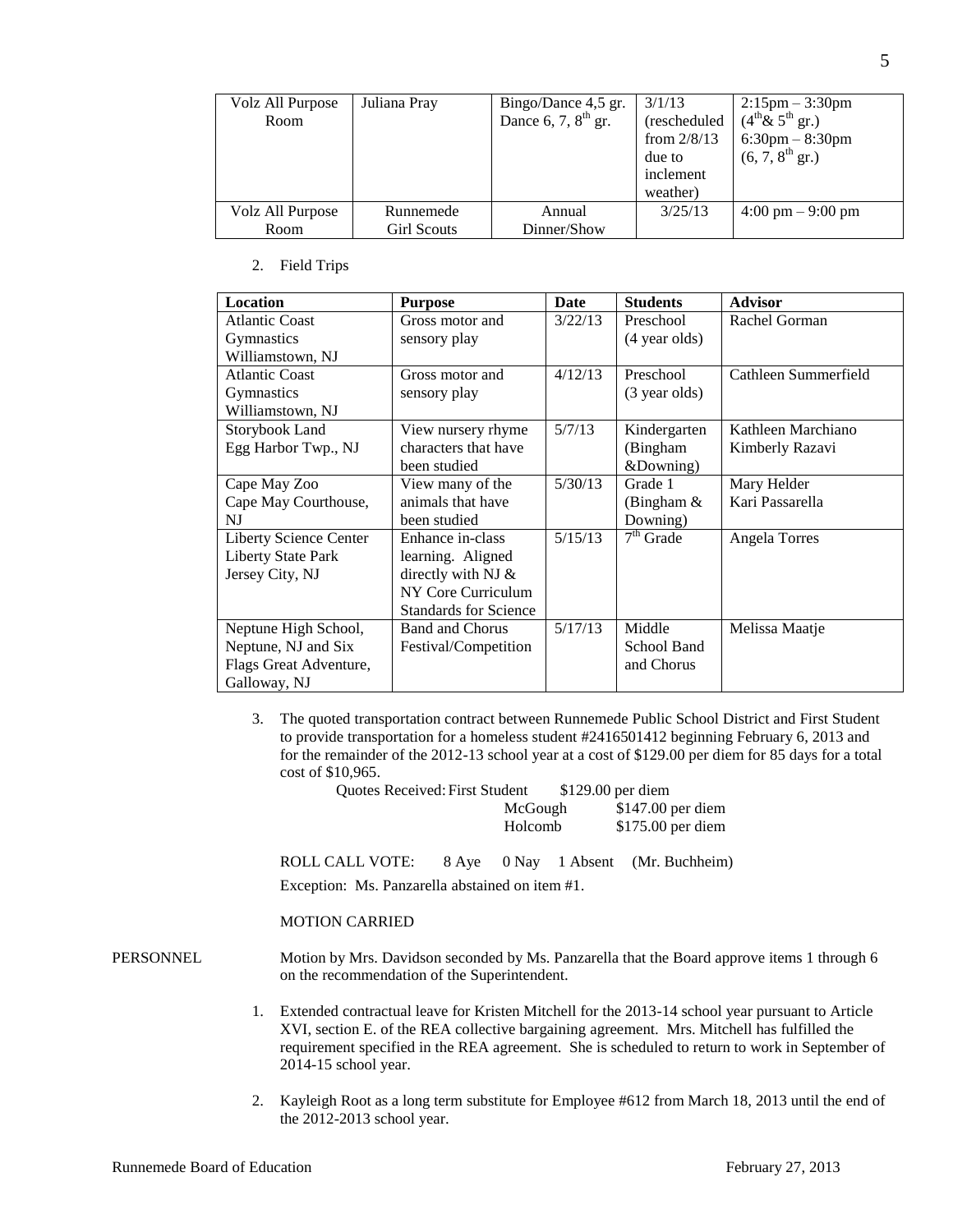| Volz All Purpose Room | Juliana Pray | Bingo/Dance 4,5 gr. Dance 6, 7, 8th gr. | 3/1/13 (rescheduled from 2/8/13 due to inclement weather) | 2:15pm – 3:30pm (4th & 5th gr.) 6:30pm – 8:30pm (6, 7, 8th gr.) |
|---|---|---|---|---|
| Volz All Purpose Room | Runnemede Girl Scouts | Annual Dinner/Show | 3/25/13 | 4:00 pm – 9:00 pm |

2. Field Trips

| Location | Purpose | Date | Students | Advisor |
|---|---|---|---|---|
| Atlantic Coast Gymnastics Williamstown, NJ | Gross motor and sensory play | 3/22/13 | Preschool (4 year olds) | Rachel Gorman |
| Atlantic Coast Gymnastics Williamstown, NJ | Gross motor and sensory play | 4/12/13 | Preschool (3 year olds) | Cathleen Summerfield |
| Storybook Land Egg Harbor Twp., NJ | View nursery rhyme characters that have been studied | 5/7/13 | Kindergarten (Bingham &Downing) | Kathleen Marchiano Kimberly Razavi |
| Cape May Zoo Cape May Courthouse, NJ | View many of the animals that have been studied | 5/30/13 | Grade 1 (Bingham & Downing) | Mary Helder Kari Passarella |
| Liberty Science Center Liberty State Park Jersey City, NJ | Enhance in-class learning. Aligned directly with NJ & NY Core Curriculum Standards for Science | 5/15/13 | 7th Grade | Angela Torres |
| Neptune High School, Neptune, NJ and Six Flags Great Adventure, Galloway, NJ | Band and Chorus Festival/Competition | 5/17/13 | Middle School Band and Chorus | Melissa Maatje |

3. The quoted transportation contract between Runnemede Public School District and First Student to provide transportation for a homeless student #2416501412 beginning February 6, 2013 and for the remainder of the 2012-13 school year at a cost of $129.00 per diem for 85 days for a total cost of $10,965.

   Quotes Received: First Student $129.00 per diem
   McGough $147.00 per diem
   Holcomb $175.00 per diem

   ROLL CALL VOTE: 8 Aye 0 Nay 1 Absent (Mr. Buchheim)

   Exception: Ms. Panzarella abstained on item #1.

   MOTION CARRIED

PERSONNEL Motion by Mrs. Davidson seconded by Ms. Panzarella that the Board approve items 1 through 6 on the recommendation of the Superintendent.

1. Extended contractual leave for Kristen Mitchell for the 2013-14 school year pursuant to Article XVI, section E. of the REA collective bargaining agreement. Mrs. Mitchell has fulfilled the requirement specified in the REA agreement. She is scheduled to return to work in September of 2014-15 school year.

2. Kayleigh Root as a long term substitute for Employee #612 from March 18, 2013 until the end of the 2012-2013 school year.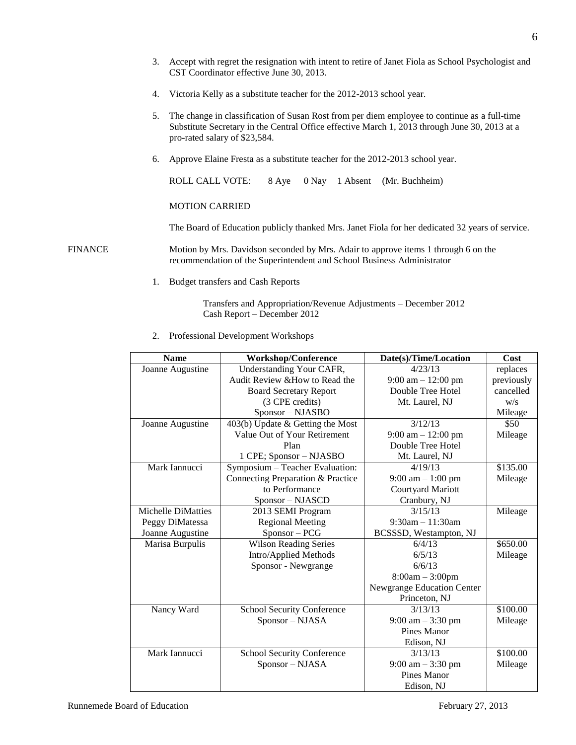3. Accept with regret the resignation with intent to retire of Janet Fiola as School Psychologist and CST Coordinator effective June 30, 2013.

4. Victoria Kelly as a substitute teacher for the 2012-2013 school year.

5. The change in classification of Susan Rost from per diem employee to continue as a full-time Substitute Secretary in the Central Office effective March 1, 2013 through June 30, 2013 at a pro-rated salary of $23,584.

6. Approve Elaine Fresta as a substitute teacher for the 2012-2013 school year.

ROLL CALL VOTE: 8 Aye 0 Nay 1 Absent (Mr. Buchheim)

MOTION CARRIED

The Board of Education publicly thanked Mrs. Janet Fiola for her dedicated 32 years of service.

FINANCE Motion by Mrs. Davidson seconded by Mrs. Adair to approve items 1 through 6 on the recommendation of the Superintendent and School Business Administrator

1. Budget transfers and Cash Reports

   Transfers and Appropriation/Revenue Adjustments – December 2012
   Cash Report – December 2012

2. Professional Development Workshops

| Name | Workshop/Conference | Date(s)/Time/Location | Cost |
|---|---|---|---|
| Joanne Augustine | Understanding Your CAFR, Audit Review &How to Read the Board Secretary Report (3 CPE credits) Sponsor – NJASBO | 4/23/13 9:00 am – 12:00 pm Double Tree Hotel Mt. Laurel, NJ | replaces previously cancelled w/s Mileage |
| Joanne Augustine | 403(b) Update & Getting the Most Value Out of Your Retirement Plan 1 CPE; Sponsor – NJASBO | 3/12/13 9:00 am – 12:00 pm Double Tree Hotel Mt. Laurel, NJ | $50 Mileage |
| Mark Iannucci | Symposium – Teacher Evaluation: Connecting Preparation & Practice to Performance Sponsor – NJASCD | 4/19/13 9:00 am – 1:00 pm Courtyard Mariott Cranbury, NJ | $135.00 Mileage |
| Michelle DiMatties Peggy DiMatessa Joanne Augustine | 2013 SEMI Program Regional Meeting Sponsor – PCG | 3/15/13 9:30am – 11:30am BCSSSD, Westampton, NJ | Mileage |
| Marisa Burpulis | Wilson Reading Series Intro/Applied Methods Sponsor - Newgrange | 6/4/13 6/5/13 6/6/13 8:00am – 3:00pm Newgrange Education Center Princeton, NJ | $650.00 Mileage |
| Nancy Ward | School Security Conference Sponsor – NJASA | 3/13/13 9:00 am – 3:30 pm Pines Manor Edison, NJ | $100.00 Mileage |
| Mark Iannucci | School Security Conference Sponsor – NJASA | 3/13/13 9:00 am – 3:30 pm Pines Manor Edison, NJ | $100.00 Mileage |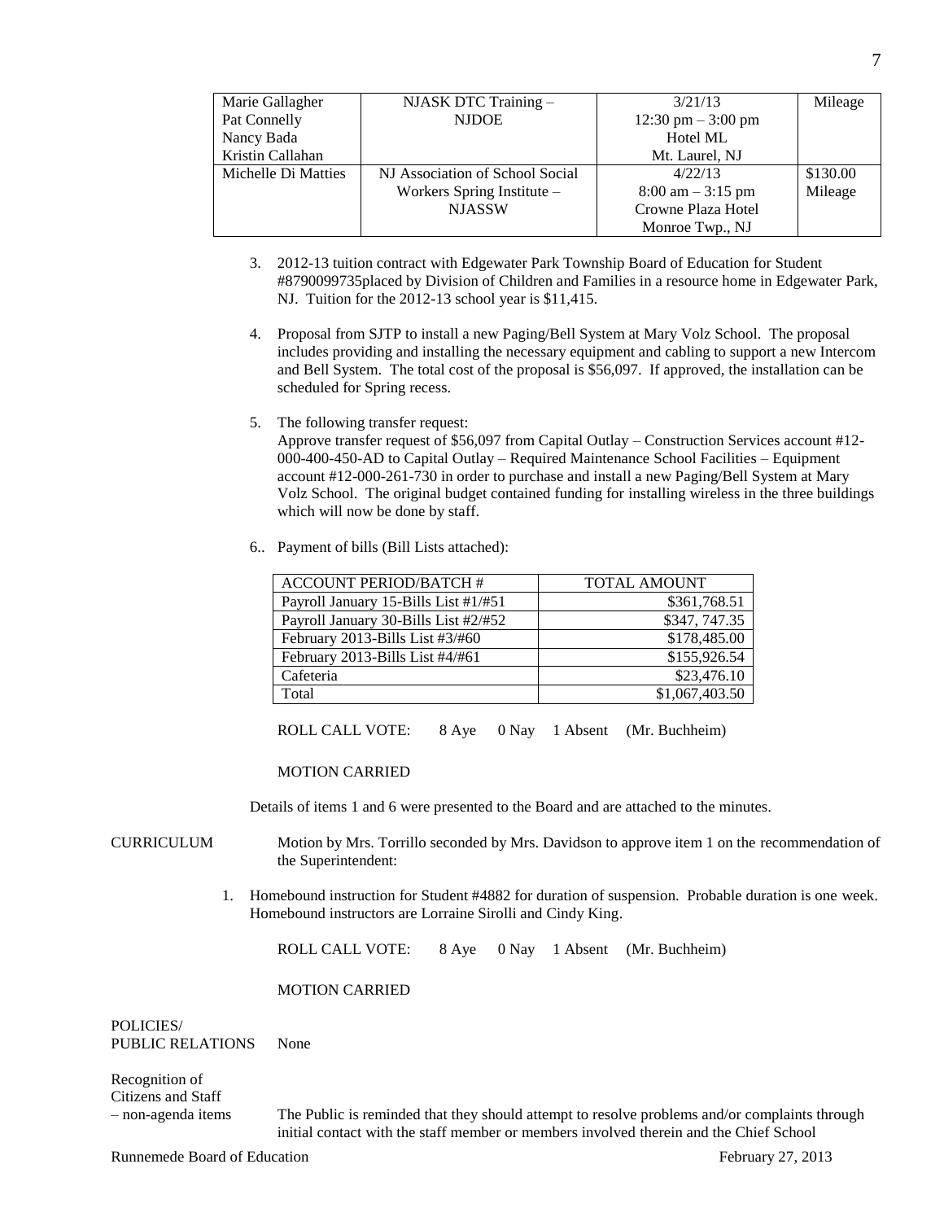| | | | |
|---|---|---|---|
| Marie Gallagher<br>Pat Connelly<br>Nancy Bada<br>Kristin Callahan | NJASK DTC Training –<br>NJDOE | 3/21/13<br>12:30 pm – 3:00 pm<br>Hotel ML<br>Mt. Laurel, NJ | Mileage |
| Michelle Di Matties | NJ Association of School Social Workers Spring Institute –<br>NJASSW | 4/22/13<br>8:00 am – 3:15 pm<br>Crowne Plaza Hotel<br>Monroe Twp., NJ | $130.00<br>Mileage |

3. 2012-13 tuition contract with Edgewater Park Township Board of Education for Student #8790099735placed by Division of Children and Families in a resource home in Edgewater Park, NJ. Tuition for the 2012-13 school year is $11,415.

4. Proposal from SJTP to install a new Paging/Bell System at Mary Volz School. The proposal includes providing and installing the necessary equipment and cabling to support a new Intercom and Bell System. The total cost of the proposal is $56,097. If approved, the installation can be scheduled for Spring recess.

5. The following transfer request:
   Approve transfer request of $56,097 from Capital Outlay – Construction Services account #12-000-400-450-AD to Capital Outlay – Required Maintenance School Facilities – Equipment account #12-000-261-730 in order to purchase and install a new Paging/Bell System at Mary Volz School. The original budget contained funding for installing wireless in the three buildings which will now be done by staff.

6.. Payment of bills (Bill Lists attached):

| ACCOUNT PERIOD/BATCH # | TOTAL AMOUNT |
|---|---|
| Payroll January 15-Bills List #1/#51 | $361,768.51 |
| Payroll January 30-Bills List #2/#52 | $347, 747.35 |
| February 2013-Bills List #3/#60 | $178,485.00 |
| February 2013-Bills List #4/#61 | $155,926.54 |
| Cafeteria | $23,476.10 |
| Total | $1,067,403.50 |

ROLL CALL VOTE: 8 Aye 0 Nay 1 Absent (Mr. Buchheim)

MOTION CARRIED

Details of items 1 and 6 were presented to the Board and are attached to the minutes.

CURRICULUM Motion by Mrs. Torrillo seconded by Mrs. Davidson to approve item 1 on the recommendation of the Superintendent:

1. Homebound instruction for Student #4882 for duration of suspension. Probable duration is one week. Homebound instructors are Lorraine Sirolli and Cindy King.

ROLL CALL VOTE: 8 Aye 0 Nay 1 Absent (Mr. Buchheim)

MOTION CARRIED

POLICIES/
PUBLIC RELATIONS None

Recognition of
Citizens and Staff
– non-agenda items The Public is reminded that they should attempt to resolve problems and/or complaints through initial contact with the staff member or members involved therein and the Chief School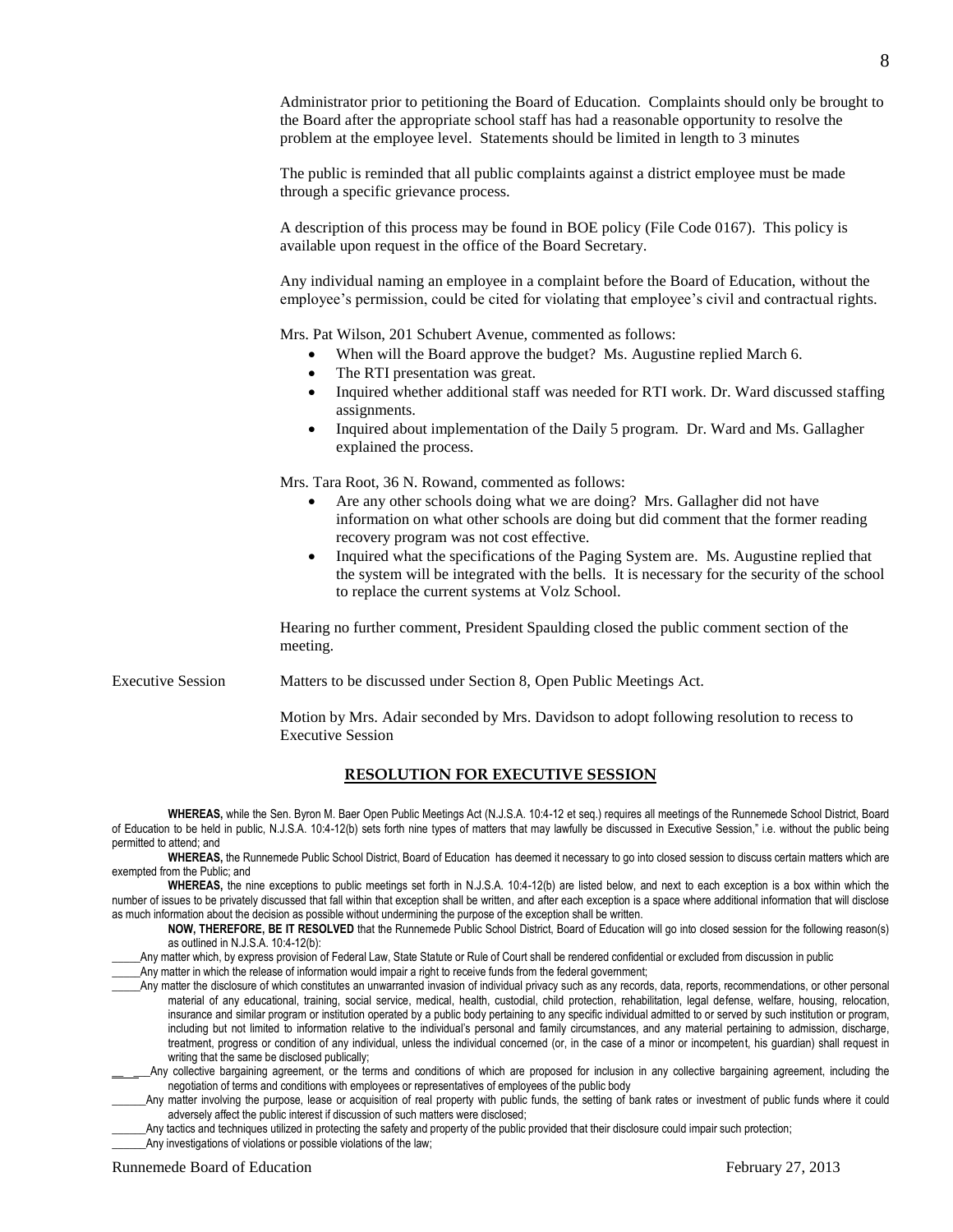Administrator prior to petitioning the Board of Education. Complaints should only be brought to the Board after the appropriate school staff has had a reasonable opportunity to resolve the problem at the employee level. Statements should be limited in length to 3 minutes

The public is reminded that all public complaints against a district employee must be made through a specific grievance process.

A description of this process may be found in BOE policy (File Code 0167). This policy is available upon request in the office of the Board Secretary.

Any individual naming an employee in a complaint before the Board of Education, without the employee's permission, could be cited for violating that employee's civil and contractual rights.

Mrs. Pat Wilson, 201 Schubert Avenue, commented as follows:

- When will the Board approve the budget? Ms. Augustine replied March 6.
- The RTI presentation was great.
- Inquired whether additional staff was needed for RTI work. Dr. Ward discussed staffing assignments.
- Inquired about implementation of the Daily 5 program. Dr. Ward and Ms. Gallagher explained the process.

Mrs. Tara Root, 36 N. Rowand, commented as follows:

- Are any other schools doing what we are doing? Mrs. Gallagher did not have information on what other schools are doing but did comment that the former reading recovery program was not cost effective.
- Inquired what the specifications of the Paging System are. Ms. Augustine replied that the system will be integrated with the bells. It is necessary for the security of the school to replace the current systems at Volz School.

Hearing no further comment, President Spaulding closed the public comment section of the meeting.

Executive Session

Matters to be discussed under Section 8, Open Public Meetings Act.

Motion by Mrs. Adair seconded by Mrs. Davidson to adopt following resolution to recess to Executive Session

## RESOLUTION FOR EXECUTIVE SESSION

**WHEREAS,** while the Sen. Byron M. Baer Open Public Meetings Act (N.J.S.A. 10:4-12 et seq.) requires all meetings of the Runnemede School District, Board of Education to be held in public, N.J.S.A. 10:4-12(b) sets forth nine types of matters that may lawfully be discussed in Executive Session," i.e. without the public being permitted to attend; and

**WHEREAS,** the Runnemede Public School District, Board of Education has deemed it necessary to go into closed session to discuss certain matters which are exempted from the Public; and

**WHEREAS,** the nine exceptions to public meetings set forth in N.J.S.A. 10:4-12(b) are listed below, and next to each exception is a box within which the number of issues to be privately discussed that fall within that exception shall be written, and after each exception is a space where additional information that will disclose as much information about the decision as possible without undermining the purpose of the exception shall be written.

**NOW, THEREFORE, BE IT RESOLVED** that the Runnemede Public School District, Board of Education will go into closed session for the following reason(s) as outlined in N.J.S.A. 10:4-12(b):

_____Any matter which, by express provision of Federal Law, State Statute or Rule of Court shall be rendered confidential or excluded from discussion in public

_____Any matter in which the release of information would impair a right to receive funds from the federal government;

_____Any matter the disclosure of which constitutes an unwarranted invasion of individual privacy such as any records, data, reports, recommendations, or other personal material of any educational, training, social service, medical, health, custodial, child protection, rehabilitation, legal defense, welfare, housing, relocation, insurance and similar program or institution operated by a public body pertaining to any specific individual admitted to or served by such institution or program, including but not limited to information relative to the individual's personal and family circumstances, and any material pertaining to admission, discharge, treatment, progress or condition of any individual, unless the individual concerned (or, in the case of a minor or incompetent, his guardian) shall request in writing that the same be disclosed publically;

__ _ __Any collective bargaining agreement, or the terms and conditions of which are proposed for inclusion in any collective bargaining agreement, including the negotiation of terms and conditions with employees or representatives of employees of the public body

______Any matter involving the purpose, lease or acquisition of real property with public funds, the setting of bank rates or investment of public funds where it could adversely affect the public interest if discussion of such matters were disclosed;

______Any tactics and techniques utilized in protecting the safety and property of the public provided that their disclosure could impair such protection;

______Any investigations of violations or possible violations of the law;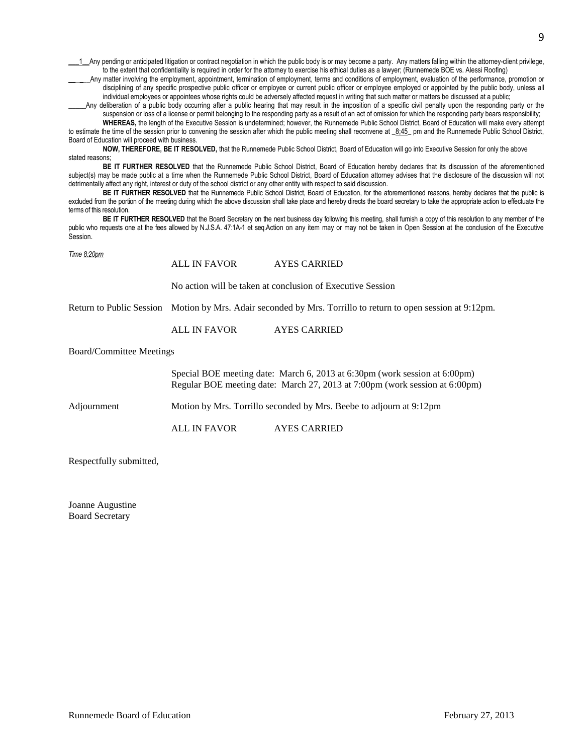\_\_\_1\_\_Any pending or anticipated litigation or contract negotiation in which the public body is or may become a party. Any matters falling within the attorney-client privilege, to the extent that confidentiality is required in order for the attorney to exercise his ethical duties as a lawyer; (Runnemede BOE vs. Alessi Roofing)

\_\_ \_\_\_Any matter involving the employment, appointment, termination of employment, terms and conditions of employment, evaluation of the performance, promotion or disciplining of any specific prospective public officer or employee or current public officer or employee employed or appointed by the public body, unless all individual employees or appointees whose rights could be adversely affected request in writing that such matter or matters be discussed at a public;

\_\_\_\_\_Any deliberation of a public body occurring after a public hearing that may result in the imposition of a specific civil penalty upon the responding party or the suspension or loss of a license or permit belonging to the responding party as a result of an act of omission for which the responding party bears responsibility;

**WHEREAS,** the length of the Executive Session is undetermined; however, the Runnemede Public School District, Board of Education will make every attempt to estimate the time of the session prior to convening the session after which the public meeting shall reconvene at \_8:45\_ pm and the Runnemede Public School District, Board of Education will proceed with business.

**NOW, THEREFORE, BE IT RESOLVED,** that the Runnemede Public School District, Board of Education will go into Executive Session for only the above stated reasons;

**BE IT FURTHER RESOLVED** that the Runnemede Public School District, Board of Education hereby declares that its discussion of the aforementioned subject(s) may be made public at a time when the Runnemede Public School District, Board of Education attorney advises that the disclosure of the discussion will not detrimentally affect any right, interest or duty of the school district or any other entity with respect to said discussion.

**BE IT FURTHER RESOLVED** that the Runnemede Public School District, Board of Education, for the aforementioned reasons, hereby declares that the public is excluded from the portion of the meeting during which the above discussion shall take place and hereby directs the board secretary to take the appropriate action to effectuate the terms of this resolution.

**BE IT FURTHER RESOLVED** that the Board Secretary on the next business day following this meeting, shall furnish a copy of this resolution to any member of the public who requests one at the fees allowed by N.J.S.A. 47:1A-1 et seq.Action on any item may or may not be taken in Open Session at the conclusion of the Executive Session.

*Time 8:20pm*

ALL IN FAVOR AYES CARRIED

No action will be taken at conclusion of Executive Session

Return to Public Session Motion by Mrs. Adair seconded by Mrs. Torrillo to return to open session at 9:12pm.

ALL IN FAVOR AYES CARRIED

Board/Committee Meetings

Special BOE meeting date: March 6, 2013 at 6:30pm (work session at 6:00pm)
Regular BOE meeting date: March 27, 2013 at 7:00pm (work session at 6:00pm)

Adjournment Motion by Mrs. Torrillo seconded by Mrs. Beebe to adjourn at 9:12pm

ALL IN FAVOR AYES CARRIED

Respectfully submitted,

Joanne Augustine
Board Secretary